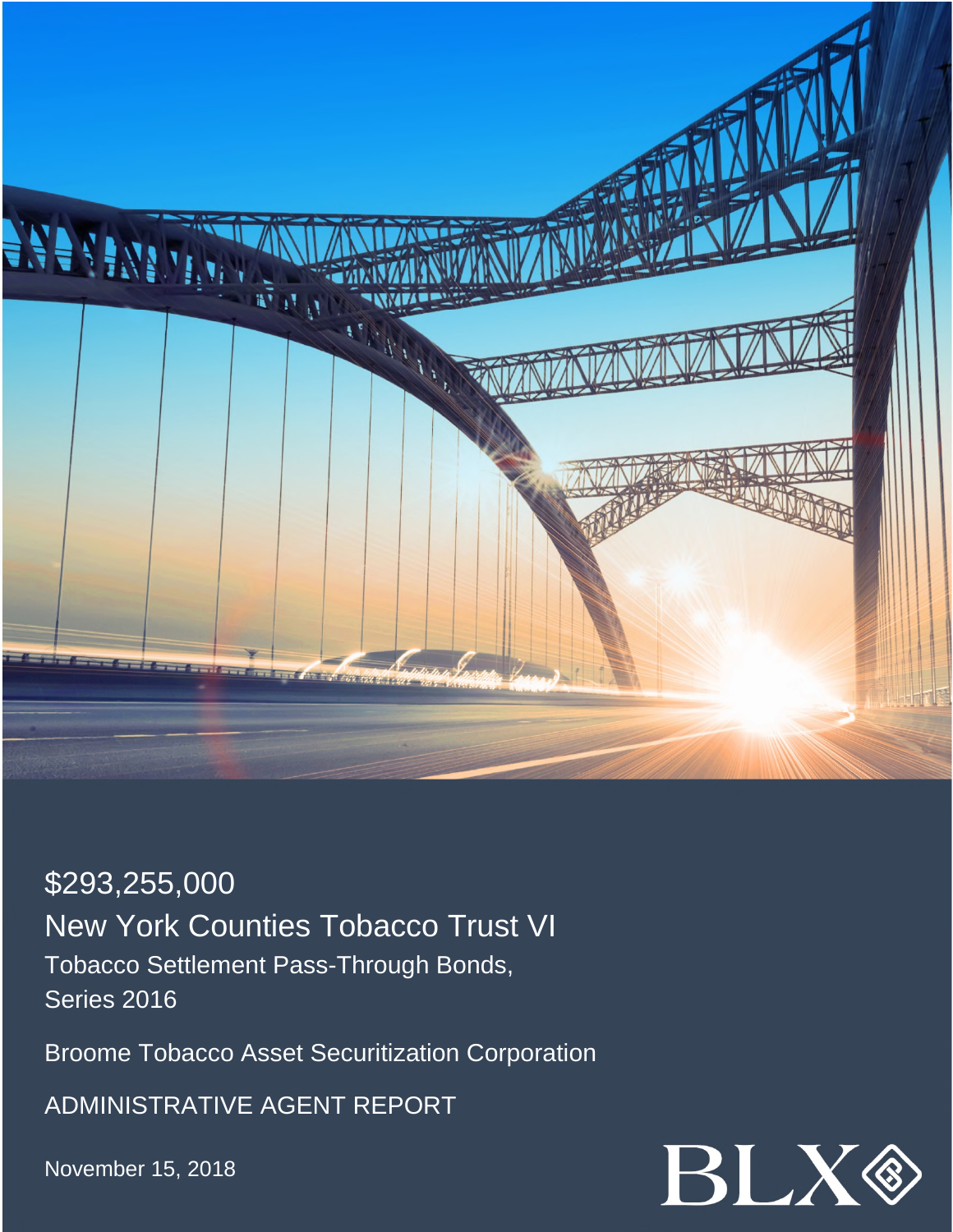# $293,255,000

## New York Counties Tobacco Trust VI

Tobacco Settlement Pass-Through Bonds,
Series 2016

Broome Tobacco Asset Securitization Corporation

ADMINISTRATIVE AGENT REPORT

November 15, 2018

BLX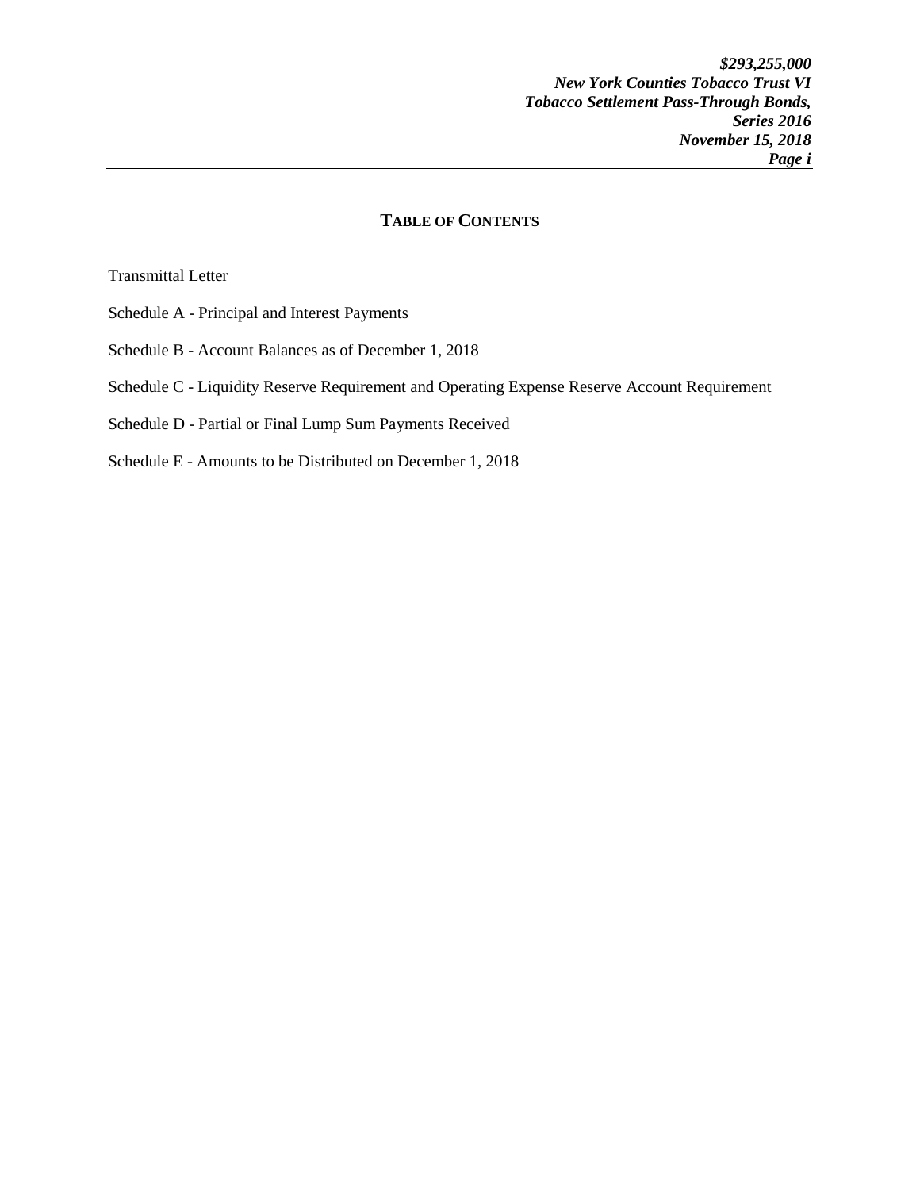## TABLE OF CONTENTS

Transmittal Letter

Schedule A - Principal and Interest Payments

Schedule B - Account Balances as of December 1, 2018

Schedule C - Liquidity Reserve Requirement and Operating Expense Reserve Account Requirement

Schedule D - Partial or Final Lump Sum Payments Received

Schedule E - Amounts to be Distributed on December 1, 2018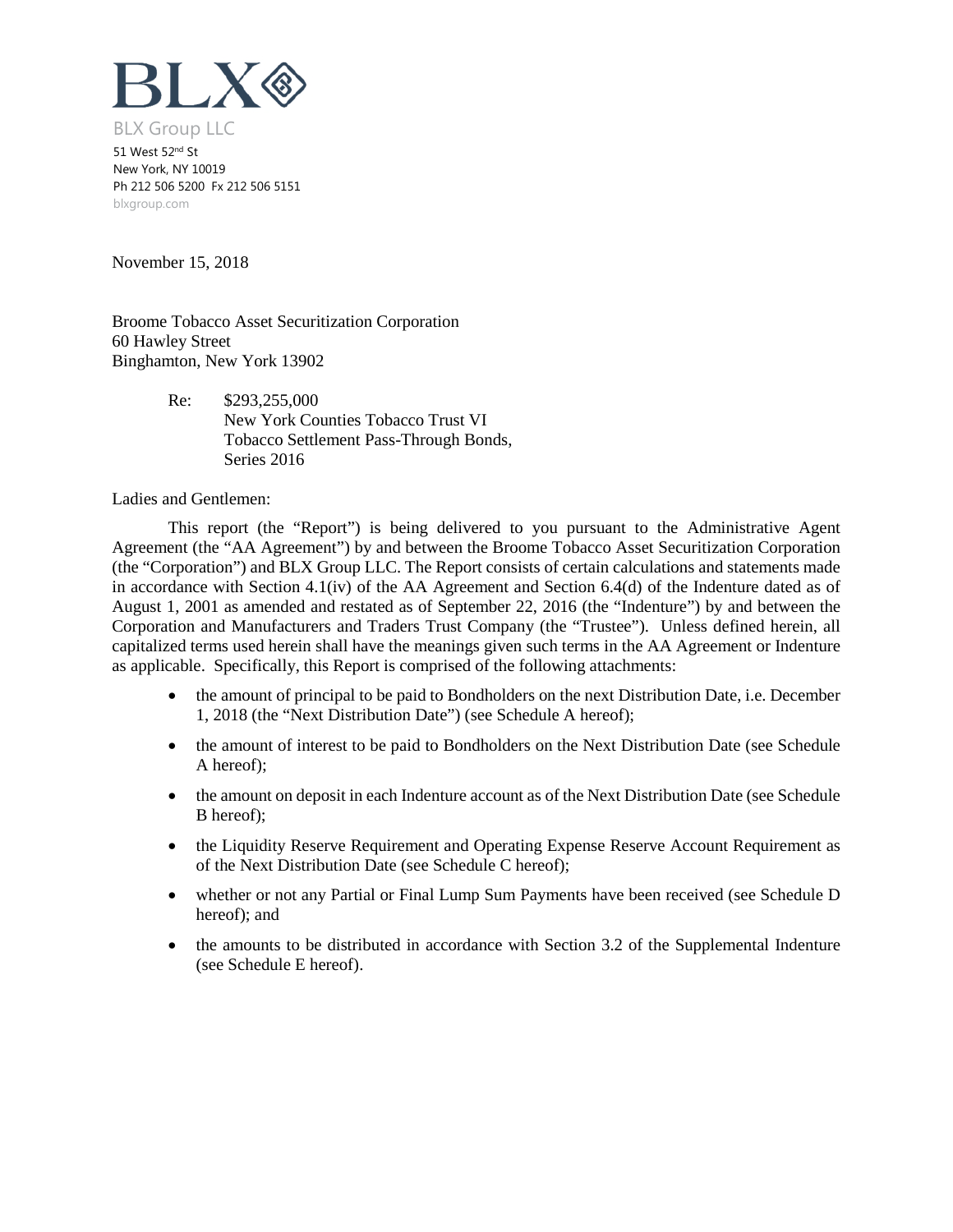BLX

BLX Group LLC

51 West 52nd St
New York, NY 10019
Ph 212 506 5200 Fx 212 506 5151
blxgroup.com

November 15, 2018

Broome Tobacco Asset Securitization Corporation
60 Hawley Street
Binghamton, New York 13902

Re: $293,255,000
New York Counties Tobacco Trust VI
Tobacco Settlement Pass-Through Bonds,
Series 2016

Ladies and Gentlemen:

This report (the "Report") is being delivered to you pursuant to the Administrative Agent Agreement (the "AA Agreement") by and between the Broome Tobacco Asset Securitization Corporation (the "Corporation") and BLX Group LLC. The Report consists of certain calculations and statements made in accordance with Section 4.1(iv) of the AA Agreement and Section 6.4(d) of the Indenture dated as of August 1, 2001 as amended and restated as of September 22, 2016 (the "Indenture") by and between the Corporation and Manufacturers and Traders Trust Company (the "Trustee"). Unless defined herein, all capitalized terms used herein shall have the meanings given such terms in the AA Agreement or Indenture as applicable. Specifically, this Report is comprised of the following attachments:

- the amount of principal to be paid to Bondholders on the next Distribution Date, i.e. December 1, 2018 (the "Next Distribution Date") (see Schedule A hereof);
- the amount of interest to be paid to Bondholders on the Next Distribution Date (see Schedule A hereof);
- the amount on deposit in each Indenture account as of the Next Distribution Date (see Schedule B hereof);
- the Liquidity Reserve Requirement and Operating Expense Reserve Account Requirement as of the Next Distribution Date (see Schedule C hereof);
- whether or not any Partial or Final Lump Sum Payments have been received (see Schedule D hereof); and
- the amounts to be distributed in accordance with Section 3.2 of the Supplemental Indenture (see Schedule E hereof).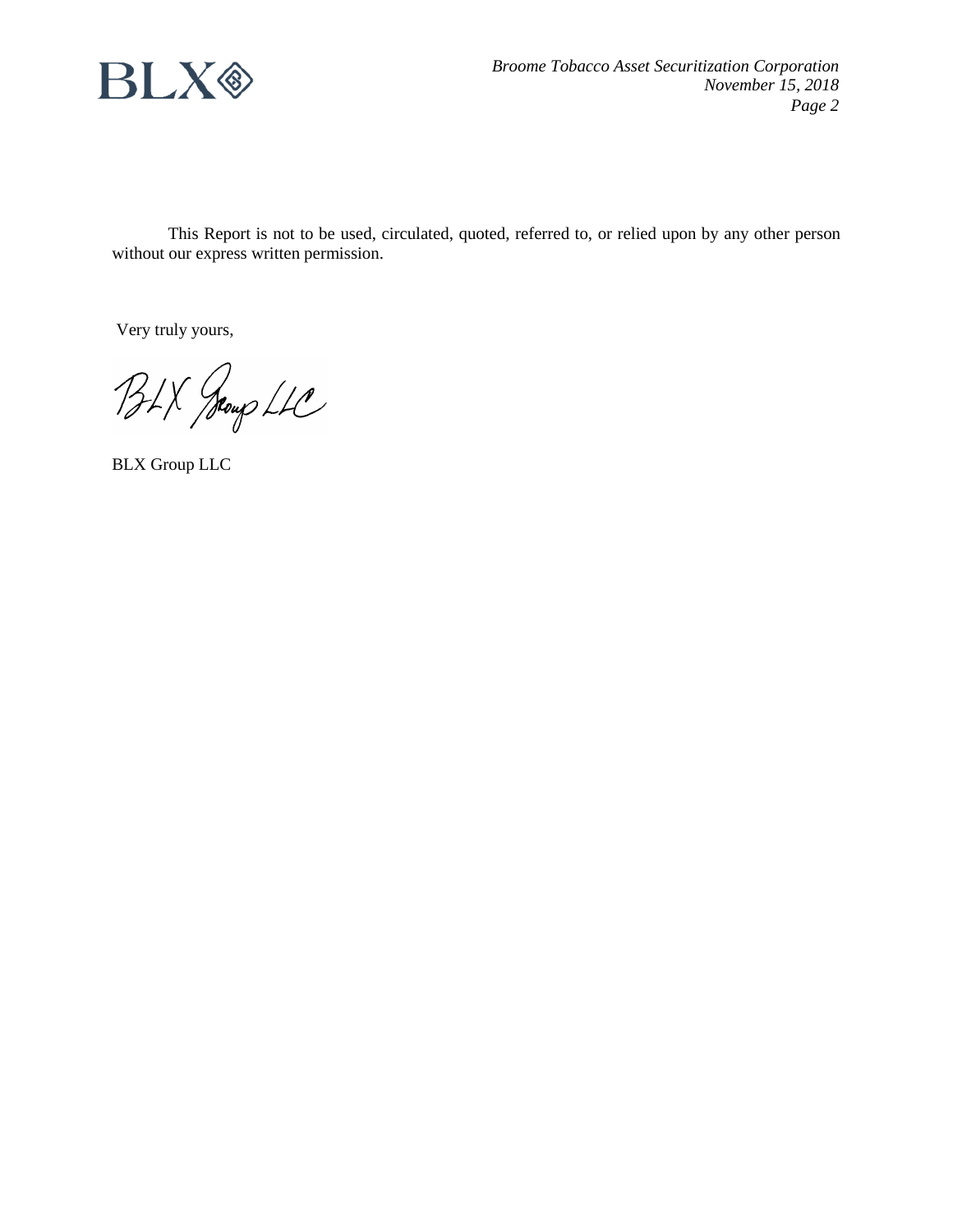This Report is not to be used, circulated, quoted, referred to, or relied upon by any other person without our express written permission.

Very truly yours,

BLX Group LLC

BLX Group LLC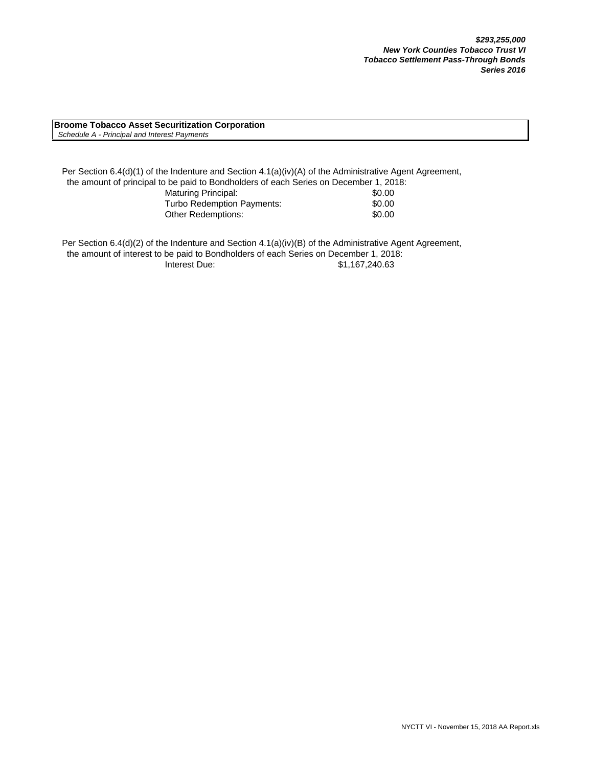***$293,255,000***
***New York Counties Tobacco Trust VI***
***Tobacco Settlement Pass-Through Bonds***
***Series 2016***

**Broome Tobacco Asset Securitization Corporation**
*Schedule A - Principal and Interest Payments*

Per Section 6.4(d)(1) of the Indenture and Section 4.1(a)(iv)(A) of the Administrative Agent Agreement, the amount of principal to be paid to Bondholders of each Series on December 1, 2018:

| | |
|---|---|
| Maturing Principal: | $0.00 |
| Turbo Redemption Payments: | $0.00 |
| Other Redemptions: | $0.00 |

Per Section 6.4(d)(2) of the Indenture and Section 4.1(a)(iv)(B) of the Administrative Agent Agreement, the amount of interest to be paid to Bondholders of each Series on December 1, 2018:

| | |
|---|---|
| Interest Due: | $1,167,240.63 |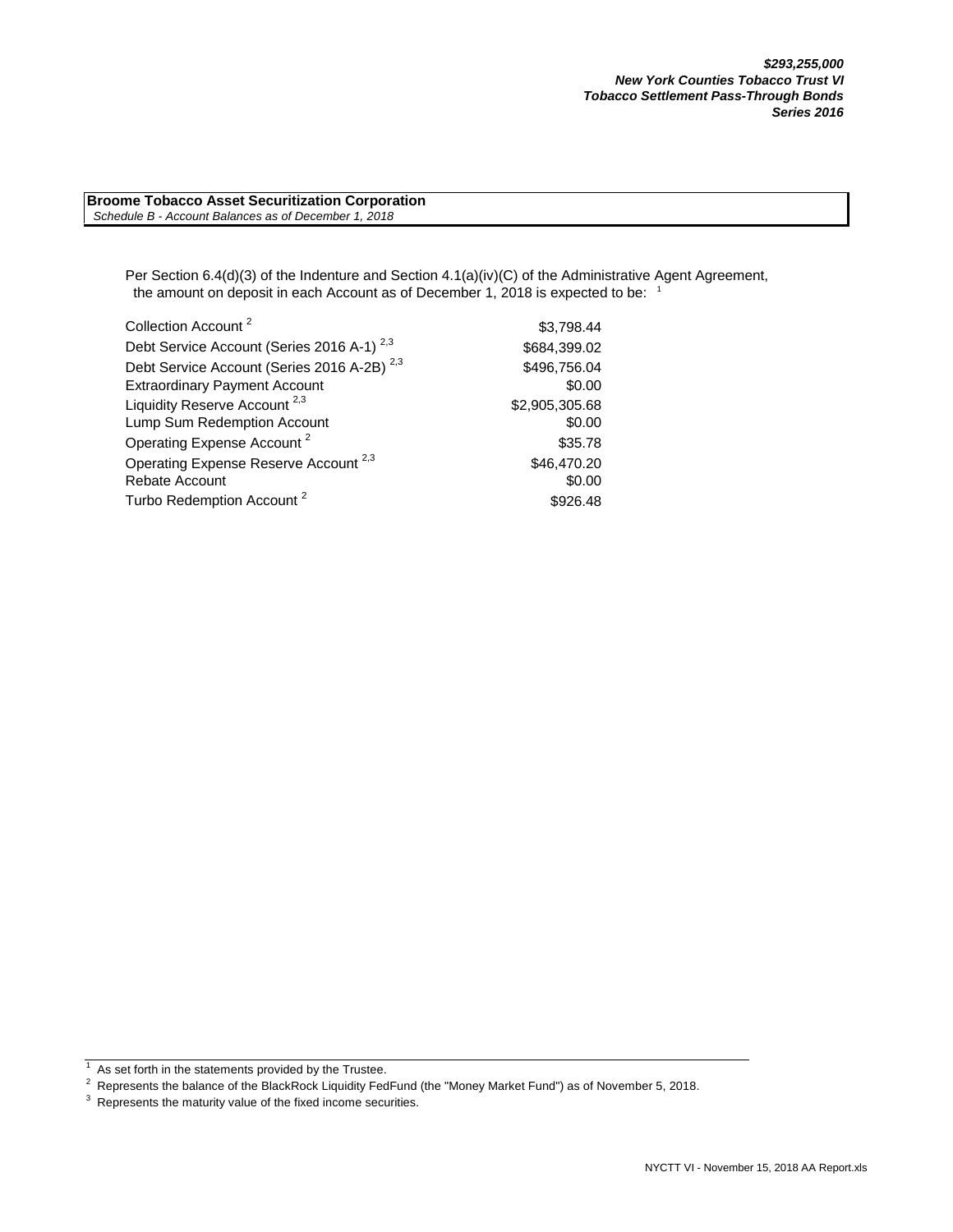***$293,255,000***
***New York Counties Tobacco Trust VI***
***Tobacco Settlement Pass-Through Bonds***
***Series 2016***

**Broome Tobacco Asset Securitization Corporation**
*Schedule B - Account Balances as of December 1, 2018*

Per Section 6.4(d)(3) of the Indenture and Section 4.1(a)(iv)(C) of the Administrative Agent Agreement, the amount on deposit in each Account as of December 1, 2018 is expected to be: [1]

| Account | Amount |
|---|---|
| Collection Account [2] | $3,798.44 |
| Debt Service Account (Series 2016 A-1) [2,3] | $684,399.02 |
| Debt Service Account (Series 2016 A-2B) [2,3] | $496,756.04 |
| Extraordinary Payment Account | $0.00 |
| Liquidity Reserve Account [2,3] | $2,905,305.68 |
| Lump Sum Redemption Account | $0.00 |
| Operating Expense Account [2] | $35.78 |
| Operating Expense Reserve Account [2,3] | $46,470.20 |
| Rebate Account | $0.00 |
| Turbo Redemption Account [2] | $926.48 |

[1] As set forth in the statements provided by the Trustee.
[2] Represents the balance of the BlackRock Liquidity FedFund (the "Money Market Fund") as of November 5, 2018.
[3] Represents the maturity value of the fixed income securities.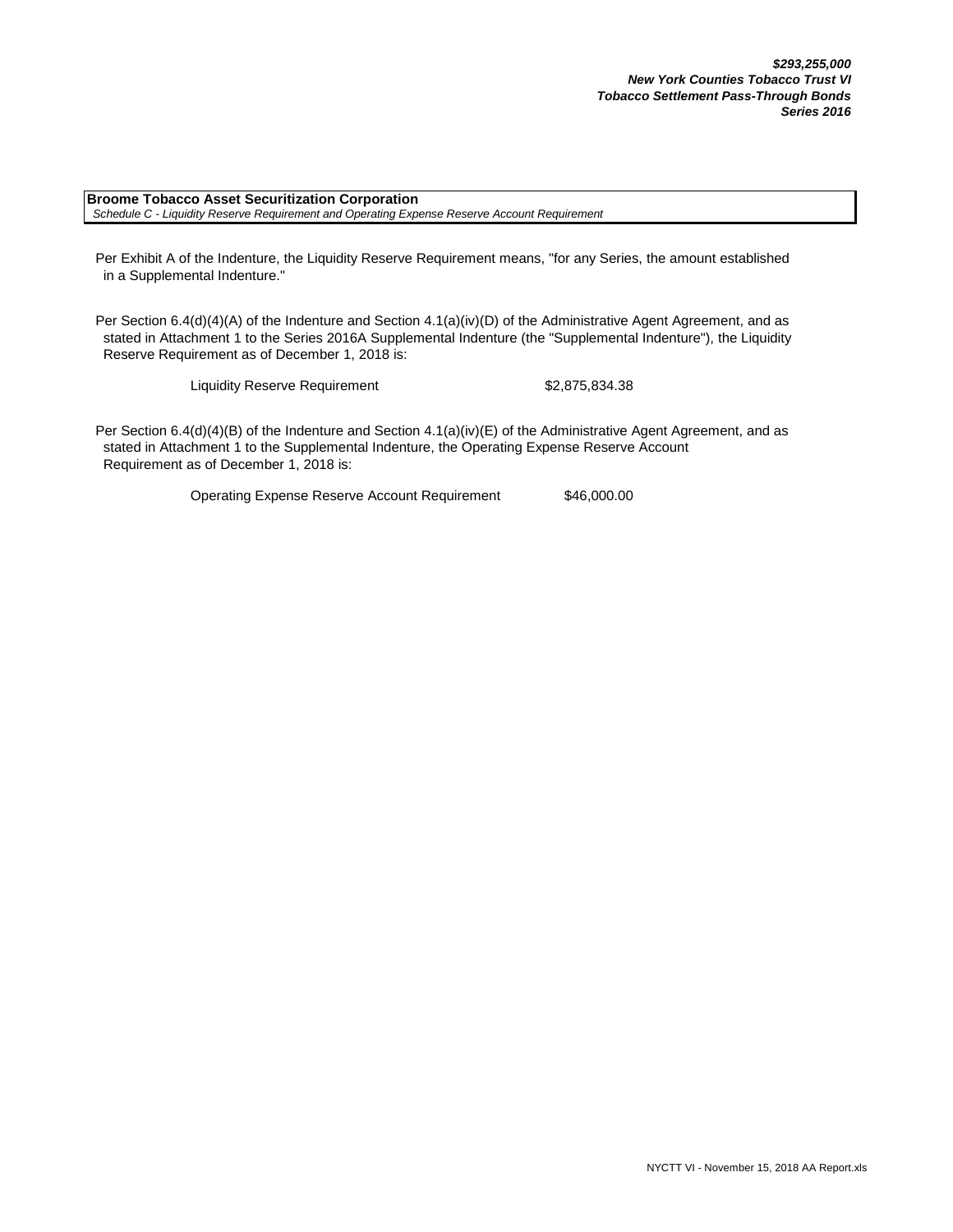***$293,255,000***
***New York Counties Tobacco Trust VI***
***Tobacco Settlement Pass-Through Bonds***
***Series 2016***

**Broome Tobacco Asset Securitization Corporation**
*Schedule C - Liquidity Reserve Requirement and Operating Expense Reserve Account Requirement*

Per Exhibit A of the Indenture, the Liquidity Reserve Requirement means, "for any Series, the amount established in a Supplemental Indenture."

Per Section 6.4(d)(4)(A) of the Indenture and Section 4.1(a)(iv)(D) of the Administrative Agent Agreement, and as stated in Attachment 1 to the Series 2016A Supplemental Indenture (the "Supplemental Indenture"), the Liquidity Reserve Requirement as of December 1, 2018 is:

| | |
|---|---|
| Liquidity Reserve Requirement | $2,875,834.38 |

Per Section 6.4(d)(4)(B) of the Indenture and Section 4.1(a)(iv)(E) of the Administrative Agent Agreement, and as stated in Attachment 1 to the Supplemental Indenture, the Operating Expense Reserve Account Requirement as of December 1, 2018 is:

| | |
|---|---|
| Operating Expense Reserve Account Requirement | $46,000.00 |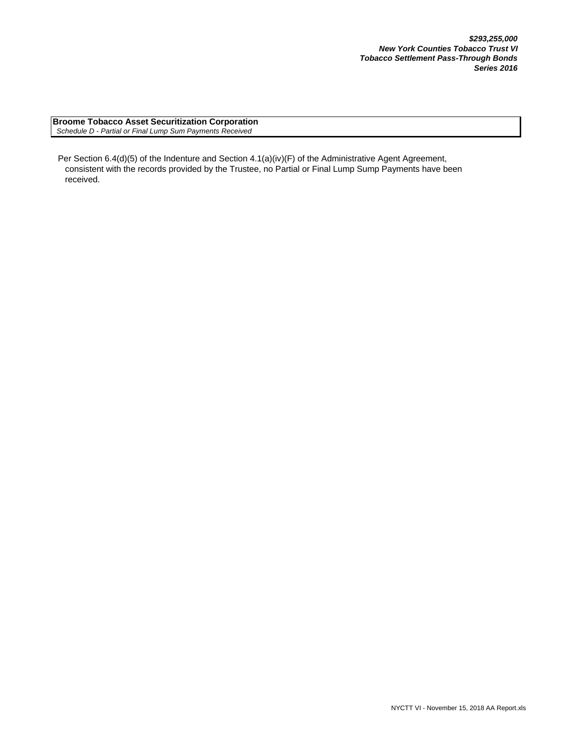***$293,255,000***
***New York Counties Tobacco Trust VI***
***Tobacco Settlement Pass-Through Bonds***
***Series 2016***

**Broome Tobacco Asset Securitization Corporation**
*Schedule D - Partial or Final Lump Sum Payments Received*

Per Section 6.4(d)(5) of the Indenture and Section 4.1(a)(iv)(F) of the Administrative Agent Agreement, consistent with the records provided by the Trustee, no Partial or Final Lump Sump Payments have been received.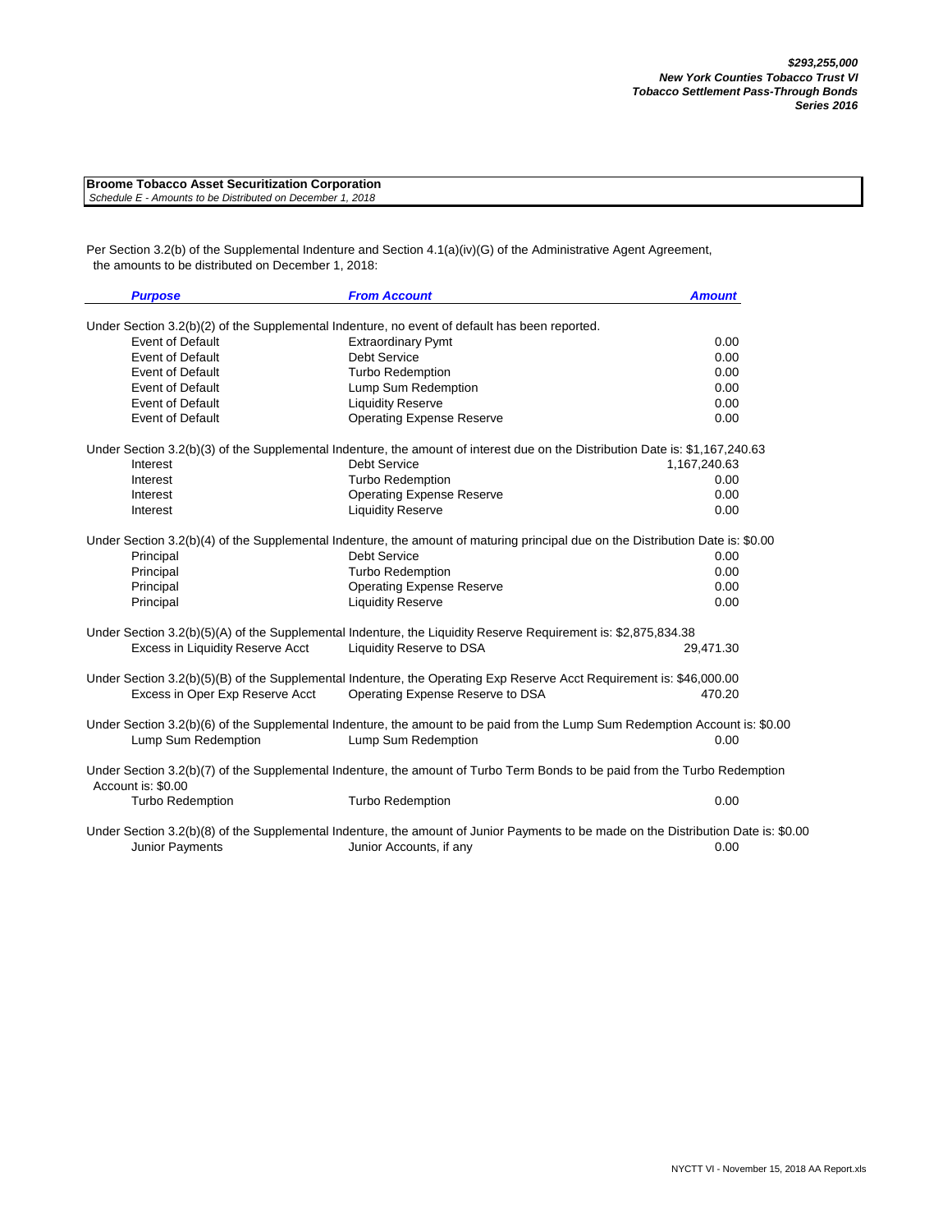**$293,255,000**
***New York Counties Tobacco Trust VI***
***Tobacco Settlement Pass-Through Bonds***
***Series 2016***

**Broome Tobacco Asset Securitization Corporation**
*Schedule E - Amounts to be Distributed on December 1, 2018*

Per Section 3.2(b) of the Supplemental Indenture and Section 4.1(a)(iv)(G) of the Administrative Agent Agreement, the amounts to be distributed on December 1, 2018:

| *Purpose* | *From Account* | *Amount* |
|---|---|---|
| Under Section 3.2(b)(2) of the Supplemental Indenture, no event of default has been reported. | | |
| Event of Default | Extraordinary Pymt | 0.00 |
| Event of Default | Debt Service | 0.00 |
| Event of Default | Turbo Redemption | 0.00 |
| Event of Default | Lump Sum Redemption | 0.00 |
| Event of Default | Liquidity Reserve | 0.00 |
| Event of Default | Operating Expense Reserve | 0.00 |
| Under Section 3.2(b)(3) of the Supplemental Indenture, the amount of interest due on the Distribution Date is: $1,167,240.63 | | |
| Interest | Debt Service | 1,167,240.63 |
| Interest | Turbo Redemption | 0.00 |
| Interest | Operating Expense Reserve | 0.00 |
| Interest | Liquidity Reserve | 0.00 |
| Under Section 3.2(b)(4) of the Supplemental Indenture, the amount of maturing principal due on the Distribution Date is: $0.00 | | |
| Principal | Debt Service | 0.00 |
| Principal | Turbo Redemption | 0.00 |
| Principal | Operating Expense Reserve | 0.00 |
| Principal | Liquidity Reserve | 0.00 |
| Under Section 3.2(b)(5)(A) of the Supplemental Indenture, the Liquidity Reserve Requirement is: $2,875,834.38 | | |
| Excess in Liquidity Reserve Acct | Liquidity Reserve to DSA | 29,471.30 |
| Under Section 3.2(b)(5)(B) of the Supplemental Indenture, the Operating Exp Reserve Acct Requirement is: $46,000.00 | | |
| Excess in Oper Exp Reserve Acct | Operating Expense Reserve to DSA | 470.20 |
| Under Section 3.2(b)(6) of the Supplemental Indenture, the amount to be paid from the Lump Sum Redemption Account is: $0.00 | | |
| Lump Sum Redemption | Lump Sum Redemption | 0.00 |
| Under Section 3.2(b)(7) of the Supplemental Indenture, the amount of Turbo Term Bonds to be paid from the Turbo Redemption Account is: $0.00 | | |
| Turbo Redemption | Turbo Redemption | 0.00 |
| Under Section 3.2(b)(8) of the Supplemental Indenture, the amount of Junior Payments to be made on the Distribution Date is: $0.00 | | |
| Junior Payments | Junior Accounts, if any | 0.00 |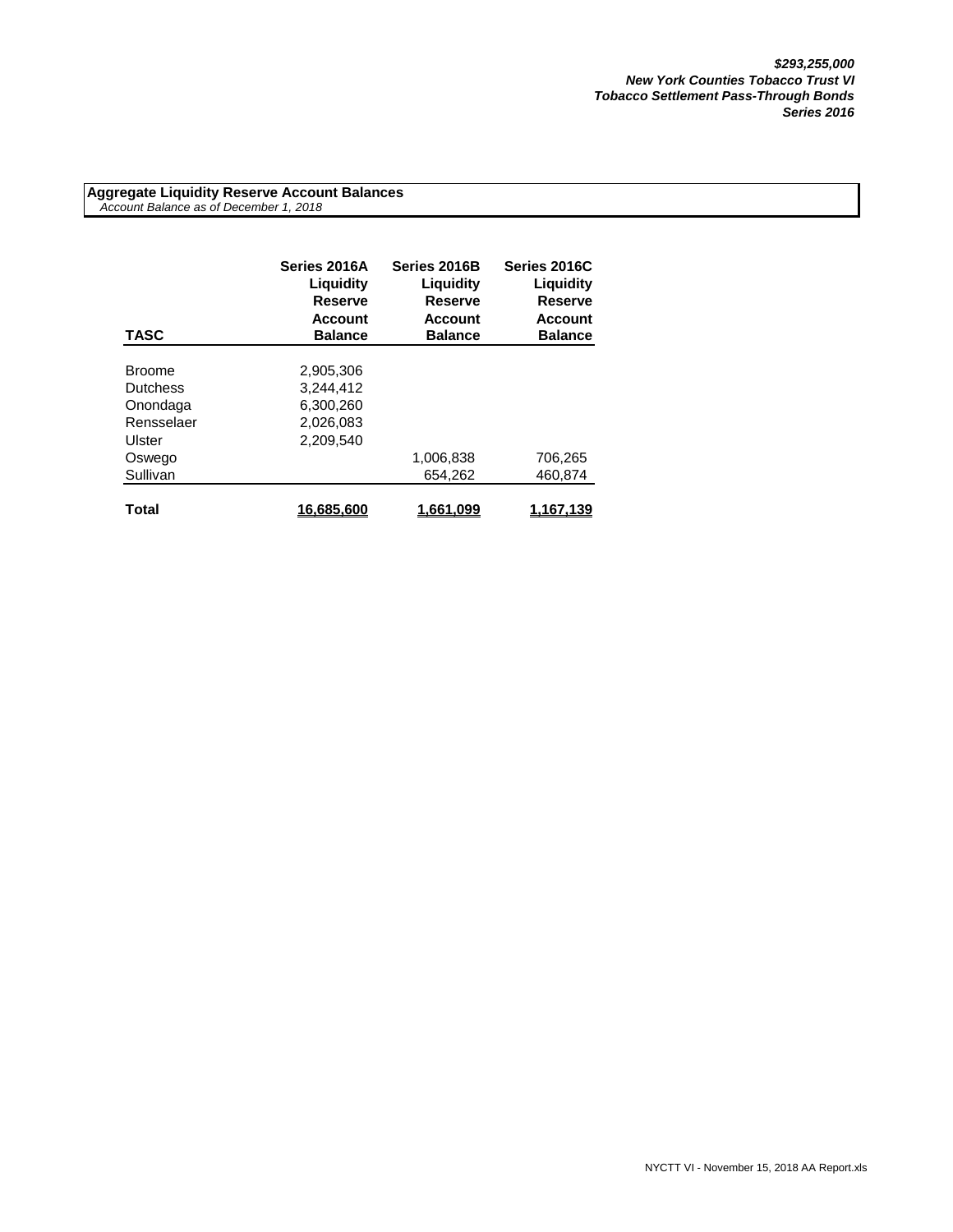***$293,255,000***
***New York Counties Tobacco Trust VI***
***Tobacco Settlement Pass-Through Bonds***
***Series 2016***

**Aggregate Liquidity Reserve Account Balances**
*Account Balance as of December 1, 2018*

| TASC | Series 2016A Liquidity Reserve Account Balance | Series 2016B Liquidity Reserve Account Balance | Series 2016C Liquidity Reserve Account Balance |
|---|---|---|---|
| Broome | 2,905,306 | | |
| Dutchess | 3,244,412 | | |
| Onondaga | 6,300,260 | | |
| Rensselaer | 2,026,083 | | |
| Ulster | 2,209,540 | | |
| Oswego | | 1,006,838 | 706,265 |
| Sullivan | | 654,262 | 460,874 |
| **Total** | **16,685,600** | **1,661,099** | **1,167,139** |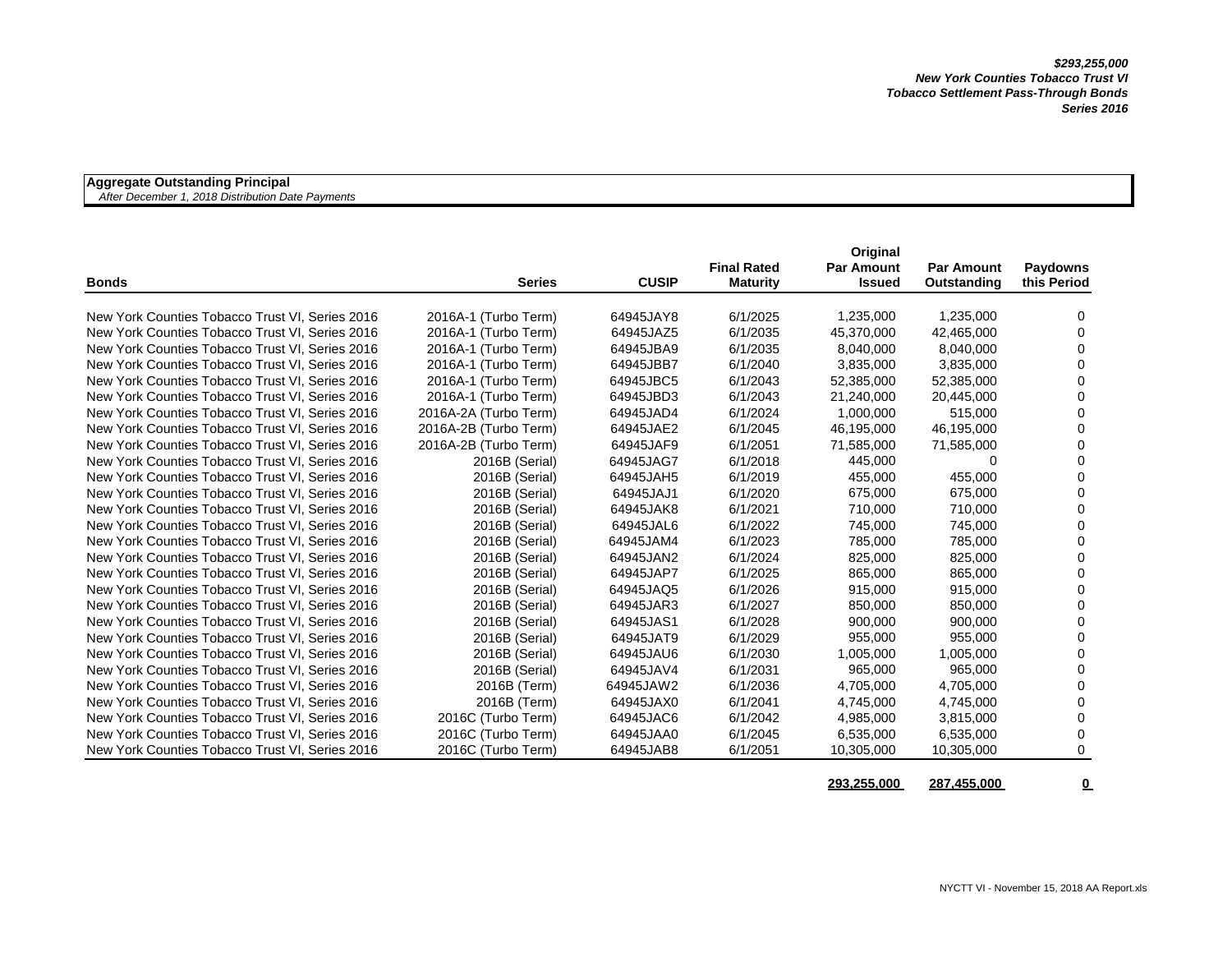***$293,255,000***
***New York Counties Tobacco Trust VI***
***Tobacco Settlement Pass-Through Bonds***
***Series 2016***

**Aggregate Outstanding Principal**
*After December 1, 2018 Distribution Date Payments*

| Bonds | Series | CUSIP | Final Rated Maturity | Original Par Amount Issued | Par Amount Outstanding | Paydowns this Period |
|---|---|---|---|---|---|---|
| New York Counties Tobacco Trust VI, Series 2016 | 2016A-1 (Turbo Term) | 64945JAY8 | 6/1/2025 | 1,235,000 | 1,235,000 | 0 |
| New York Counties Tobacco Trust VI, Series 2016 | 2016A-1 (Turbo Term) | 64945JAZ5 | 6/1/2035 | 45,370,000 | 42,465,000 | 0 |
| New York Counties Tobacco Trust VI, Series 2016 | 2016A-1 (Turbo Term) | 64945JBA9 | 6/1/2035 | 8,040,000 | 8,040,000 | 0 |
| New York Counties Tobacco Trust VI, Series 2016 | 2016A-1 (Turbo Term) | 64945JBB7 | 6/1/2040 | 3,835,000 | 3,835,000 | 0 |
| New York Counties Tobacco Trust VI, Series 2016 | 2016A-1 (Turbo Term) | 64945JBC5 | 6/1/2043 | 52,385,000 | 52,385,000 | 0 |
| New York Counties Tobacco Trust VI, Series 2016 | 2016A-1 (Turbo Term) | 64945JBD3 | 6/1/2043 | 21,240,000 | 20,445,000 | 0 |
| New York Counties Tobacco Trust VI, Series 2016 | 2016A-2A (Turbo Term) | 64945JAD4 | 6/1/2024 | 1,000,000 | 515,000 | 0 |
| New York Counties Tobacco Trust VI, Series 2016 | 2016A-2B (Turbo Term) | 64945JAE2 | 6/1/2045 | 46,195,000 | 46,195,000 | 0 |
| New York Counties Tobacco Trust VI, Series 2016 | 2016A-2B (Turbo Term) | 64945JAF9 | 6/1/2051 | 71,585,000 | 71,585,000 | 0 |
| New York Counties Tobacco Trust VI, Series 2016 | 2016B (Serial) | 64945JAG7 | 6/1/2018 | 445,000 | 0 | 0 |
| New York Counties Tobacco Trust VI, Series 2016 | 2016B (Serial) | 64945JAH5 | 6/1/2019 | 455,000 | 455,000 | 0 |
| New York Counties Tobacco Trust VI, Series 2016 | 2016B (Serial) | 64945JAJ1 | 6/1/2020 | 675,000 | 675,000 | 0 |
| New York Counties Tobacco Trust VI, Series 2016 | 2016B (Serial) | 64945JAK8 | 6/1/2021 | 710,000 | 710,000 | 0 |
| New York Counties Tobacco Trust VI, Series 2016 | 2016B (Serial) | 64945JAL6 | 6/1/2022 | 745,000 | 745,000 | 0 |
| New York Counties Tobacco Trust VI, Series 2016 | 2016B (Serial) | 64945JAM4 | 6/1/2023 | 785,000 | 785,000 | 0 |
| New York Counties Tobacco Trust VI, Series 2016 | 2016B (Serial) | 64945JAN2 | 6/1/2024 | 825,000 | 825,000 | 0 |
| New York Counties Tobacco Trust VI, Series 2016 | 2016B (Serial) | 64945JAP7 | 6/1/2025 | 865,000 | 865,000 | 0 |
| New York Counties Tobacco Trust VI, Series 2016 | 2016B (Serial) | 64945JAQ5 | 6/1/2026 | 915,000 | 915,000 | 0 |
| New York Counties Tobacco Trust VI, Series 2016 | 2016B (Serial) | 64945JAR3 | 6/1/2027 | 850,000 | 850,000 | 0 |
| New York Counties Tobacco Trust VI, Series 2016 | 2016B (Serial) | 64945JAS1 | 6/1/2028 | 900,000 | 900,000 | 0 |
| New York Counties Tobacco Trust VI, Series 2016 | 2016B (Serial) | 64945JAT9 | 6/1/2029 | 955,000 | 955,000 | 0 |
| New York Counties Tobacco Trust VI, Series 2016 | 2016B (Serial) | 64945JAU6 | 6/1/2030 | 1,005,000 | 1,005,000 | 0 |
| New York Counties Tobacco Trust VI, Series 2016 | 2016B (Serial) | 64945JAV4 | 6/1/2031 | 965,000 | 965,000 | 0 |
| New York Counties Tobacco Trust VI, Series 2016 | 2016B (Term) | 64945JAW2 | 6/1/2036 | 4,705,000 | 4,705,000 | 0 |
| New York Counties Tobacco Trust VI, Series 2016 | 2016B (Term) | 64945JAX0 | 6/1/2041 | 4,745,000 | 4,745,000 | 0 |
| New York Counties Tobacco Trust VI, Series 2016 | 2016C (Turbo Term) | 64945JAC6 | 6/1/2042 | 4,985,000 | 3,815,000 | 0 |
| New York Counties Tobacco Trust VI, Series 2016 | 2016C (Turbo Term) | 64945JAA0 | 6/1/2045 | 6,535,000 | 6,535,000 | 0 |
| New York Counties Tobacco Trust VI, Series 2016 | 2016C (Turbo Term) | 64945JAB8 | 6/1/2051 | 10,305,000 | 10,305,000 | 0 |
| | | | | **293,255,000** | **287,455,000** | **0** |

NYCTT VI - November 15, 2018 AA Report.xls